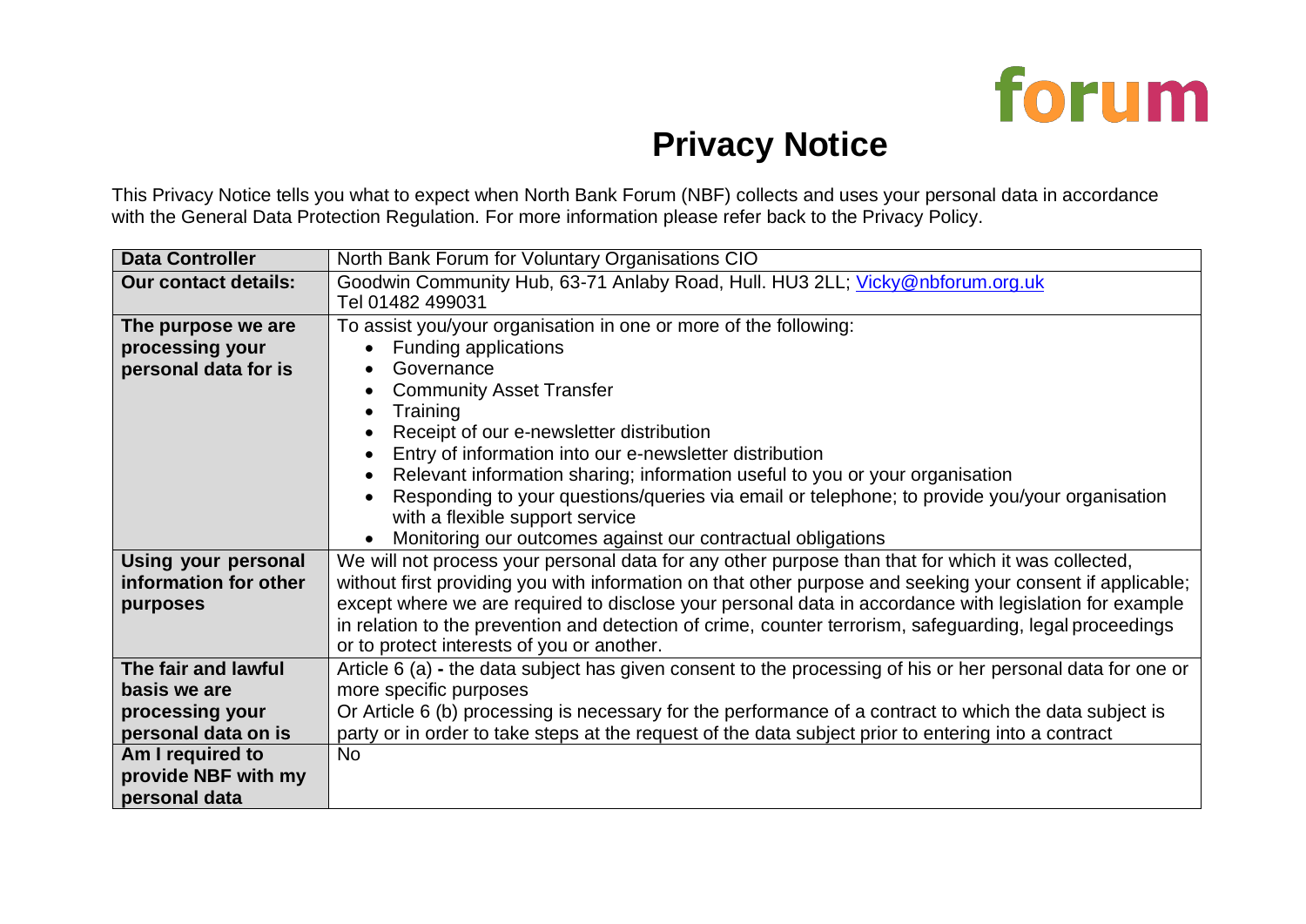forum

# Privacy Notice

This Privacy Notice tells you what to expect when North Bank Forum (NBF) collects and uses your personal data in accordance with the General Data Protection Regulation. For more information please refer back to the Privacy Policy.

| | |
|---|---|
| **Data Controller** | North Bank Forum for Voluntary Organisations CIO |
| **Our contact details:** | Goodwin Community Hub, 63-71 Anlaby Road, Hull. HU3 2LL; Vicky@nbforum.org.uk<br>Tel 01482 499031 |
| **The purpose we are processing your personal data for is** | To assist you/your organisation in one or more of the following:<br>• Funding applications<br>• Governance<br>• Community Asset Transfer<br>• Training<br>• Receipt of our e-newsletter distribution<br>• Entry of information into our e-newsletter distribution<br>• Relevant information sharing; information useful to you or your organisation<br>• Responding to your questions/queries via email or telephone; to provide you/your organisation with a flexible support service<br>• Monitoring our outcomes against our contractual obligations |
| **Using your personal information for other purposes** | We will not process your personal data for any other purpose than that for which it was collected, without first providing you with information on that other purpose and seeking your consent if applicable; except where we are required to disclose your personal data in accordance with legislation for example in relation to the prevention and detection of crime, counter terrorism, safeguarding, legal proceedings or to protect interests of you or another. |
| **The fair and lawful basis we are processing your personal data on is** | Article 6 (a) **-** the data subject has given consent to the processing of his or her personal data for one or more specific purposes<br>Or Article 6 (b) processing is necessary for the performance of a contract to which the data subject is party or in order to take steps at the request of the data subject prior to entering into a contract |
| **Am I required to provide NBF with my personal data** | No |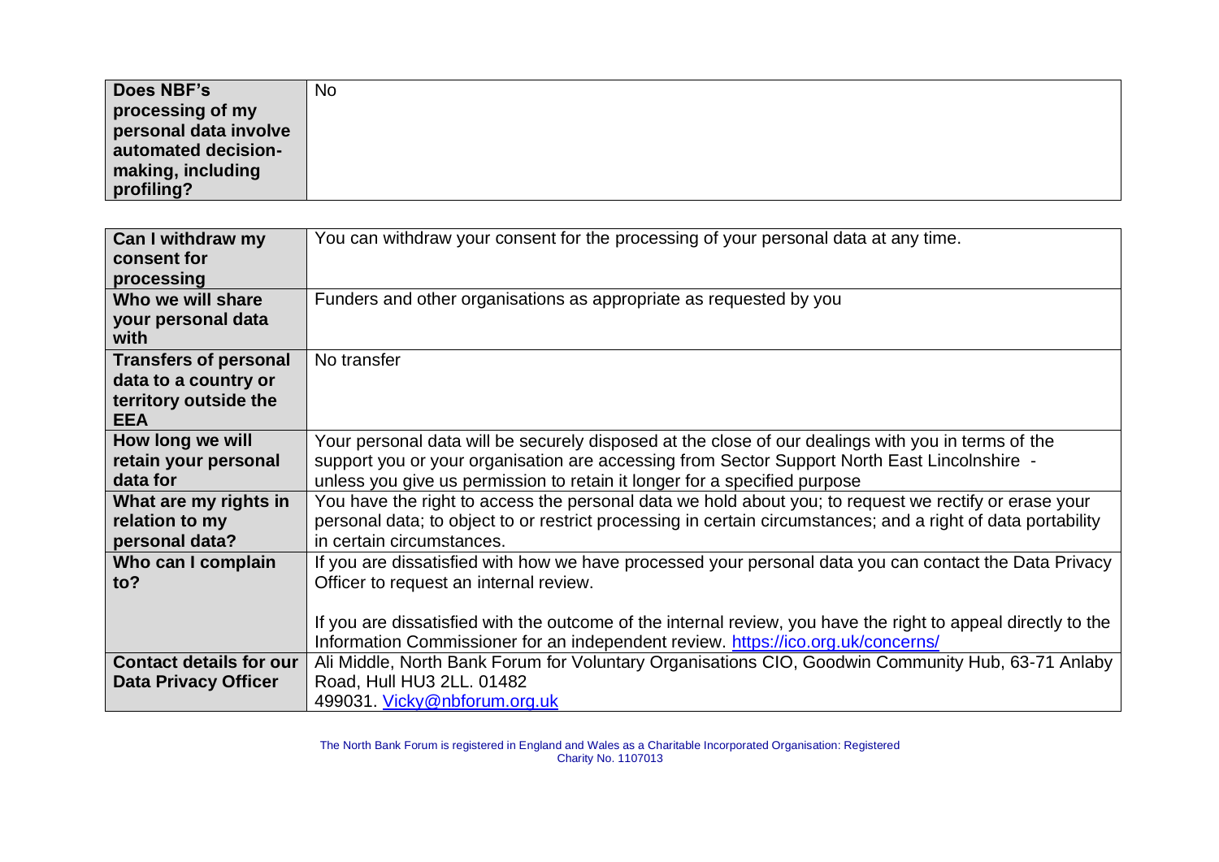| | |
|---|---|
| **Does NBF's processing of my personal data involve automated decision-making, including profiling?** | No |

| | |
|---|---|
| **Can I withdraw my consent for processing** | You can withdraw your consent for the processing of your personal data at any time. |
| **Who we will share your personal data with** | Funders and other organisations as appropriate as requested by you |
| **Transfers of personal data to a country or territory outside the EEA** | No transfer |
| **How long we will retain your personal data for** | Your personal data will be securely disposed at the close of our dealings with you in terms of the support you or your organisation are accessing from Sector Support North East Lincolnshire - unless you give us permission to retain it longer for a specified purpose |
| **What are my rights in relation to my personal data?** | You have the right to access the personal data we hold about you; to request we rectify or erase your personal data; to object to or restrict processing in certain circumstances; and a right of data portability in certain circumstances. |
| **Who can I complain to?** | If you are dissatisfied with how we have processed your personal data you can contact the Data Privacy Officer to request an internal review.<br><br>If you are dissatisfied with the outcome of the internal review, you have the right to appeal directly to the Information Commissioner for an independent review. https://ico.org.uk/concerns/ |
| **Contact details for our Data Privacy Officer** | Ali Middle, North Bank Forum for Voluntary Organisations CIO, Goodwin Community Hub, 63-71 Anlaby Road, Hull HU3 2LL. 01482 499031. Vicky@nbforum.org.uk |

The North Bank Forum is registered in England and Wales as a Charitable Incorporated Organisation: Registered Charity No. 1107013